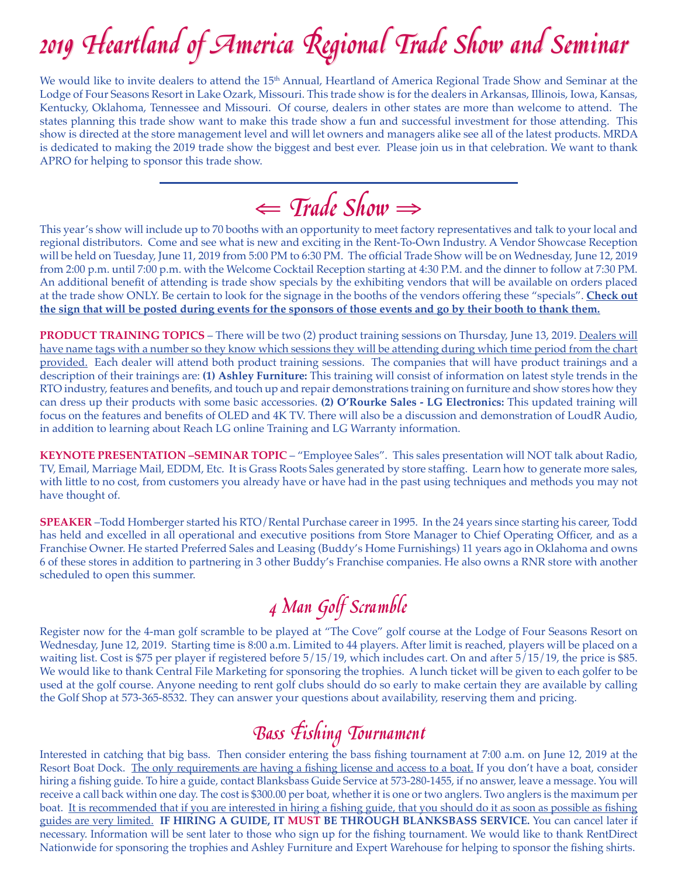# 2019 Heartland of America Regional Trade Show and Seminar

We would like to invite dealers to attend the 15th Annual, Heartland of America Regional Trade Show and Seminar at the Lodge of Four Seasons Resort in Lake Ozark, Missouri. This trade show is for the dealers in Arkansas, Illinois, Iowa, Kansas, Kentucky, Oklahoma, Tennessee and Missouri. Of course, dealers in other states are more than welcome to attend. The states planning this trade show want to make this trade show a fun and successful investment for those attending. This show is directed at the store management level and will let owners and managers alike see all of the latest products. MRDA is dedicated to making the 2019 trade show the biggest and best ever. Please join us in that celebration. We want to thank APRO for helping to sponsor this trade show.

---

## ⇐ Trade Show ⇒

This year's show will include up to 70 booths with an opportunity to meet factory representatives and talk to your local and regional distributors. Come and see what is new and exciting in the Rent-To-Own Industry. A Vendor Showcase Reception will be held on Tuesday, June 11, 2019 from 5:00 PM to 6:30 PM. The official Trade Show will be on Wednesday, June 12, 2019 from 2:00 p.m. until 7:00 p.m. with the Welcome Cocktail Reception starting at 4:30 P.M. and the dinner to follow at 7:30 PM. An additional benefit of attending is trade show specials by the exhibiting vendors that will be available on orders placed at the trade show ONLY. Be certain to look for the signage in the booths of the vendors offering these "specials". **Check out the sign that will be posted during events for the sponsors of those events and go by their booth to thank them.**

**PRODUCT TRAINING TOPICS** – There will be two (2) product training sessions on Thursday, June 13, 2019. Dealers will have name tags with a number so they know which sessions they will be attending during which time period from the chart provided. Each dealer will attend both product training sessions. The companies that will have product trainings and a description of their trainings are: **(1) Ashley Furniture:** This training will consist of information on latest style trends in the RTO industry, features and benefits, and touch up and repair demonstrations training on furniture and show stores how they can dress up their products with some basic accessories. **(2) O'Rourke Sales - LG Electronics:** This updated training will focus on the features and benefits of OLED and 4K TV. There will also be a discussion and demonstration of LoudR Audio, in addition to learning about Reach LG online Training and LG Warranty information.

**KEYNOTE PRESENTATION –SEMINAR TOPIC** – "Employee Sales". This sales presentation will NOT talk about Radio, TV, Email, Marriage Mail, EDDM, Etc. It is Grass Roots Sales generated by store staffing. Learn how to generate more sales, with little to no cost, from customers you already have or have had in the past using techniques and methods you may not have thought of.

**SPEAKER** –Todd Homberger started his RTO/Rental Purchase career in 1995. In the 24 years since starting his career, Todd has held and excelled in all operational and executive positions from Store Manager to Chief Operating Officer, and as a Franchise Owner. He started Preferred Sales and Leasing (Buddy's Home Furnishings) 11 years ago in Oklahoma and owns 6 of these stores in addition to partnering in 3 other Buddy's Franchise companies. He also owns a RNR store with another scheduled to open this summer.

## 4 Man Golf Scramble

Register now for the 4-man golf scramble to be played at "The Cove" golf course at the Lodge of Four Seasons Resort on Wednesday, June 12, 2019. Starting time is 8:00 a.m. Limited to 44 players. After limit is reached, players will be placed on a waiting list. Cost is $75 per player if registered before 5/15/19, which includes cart. On and after 5/15/19, the price is $85. We would like to thank Central File Marketing for sponsoring the trophies. A lunch ticket will be given to each golfer to be used at the golf course. Anyone needing to rent golf clubs should do so early to make certain they are available by calling the Golf Shop at 573-365-8532. They can answer your questions about availability, reserving them and pricing.

## Bass Fishing Tournament

Interested in catching that big bass. Then consider entering the bass fishing tournament at 7:00 a.m. on June 12, 2019 at the Resort Boat Dock. The only requirements are having a fishing license and access to a boat. If you don't have a boat, consider hiring a fishing guide. To hire a guide, contact Blanksbass Guide Service at 573-280-1455, if no answer, leave a message. You will receive a call back within one day. The cost is $300.00 per boat, whether it is one or two anglers. Two anglers is the maximum per boat. It is recommended that if you are interested in hiring a fishing guide, that you should do it as soon as possible as fishing guides are very limited. **IF HIRING A GUIDE, IT MUST BE THROUGH BLANKSBASS SERVICE.** You can cancel later if necessary. Information will be sent later to those who sign up for the fishing tournament. We would like to thank RentDirect Nationwide for sponsoring the trophies and Ashley Furniture and Expert Warehouse for helping to sponsor the fishing shirts.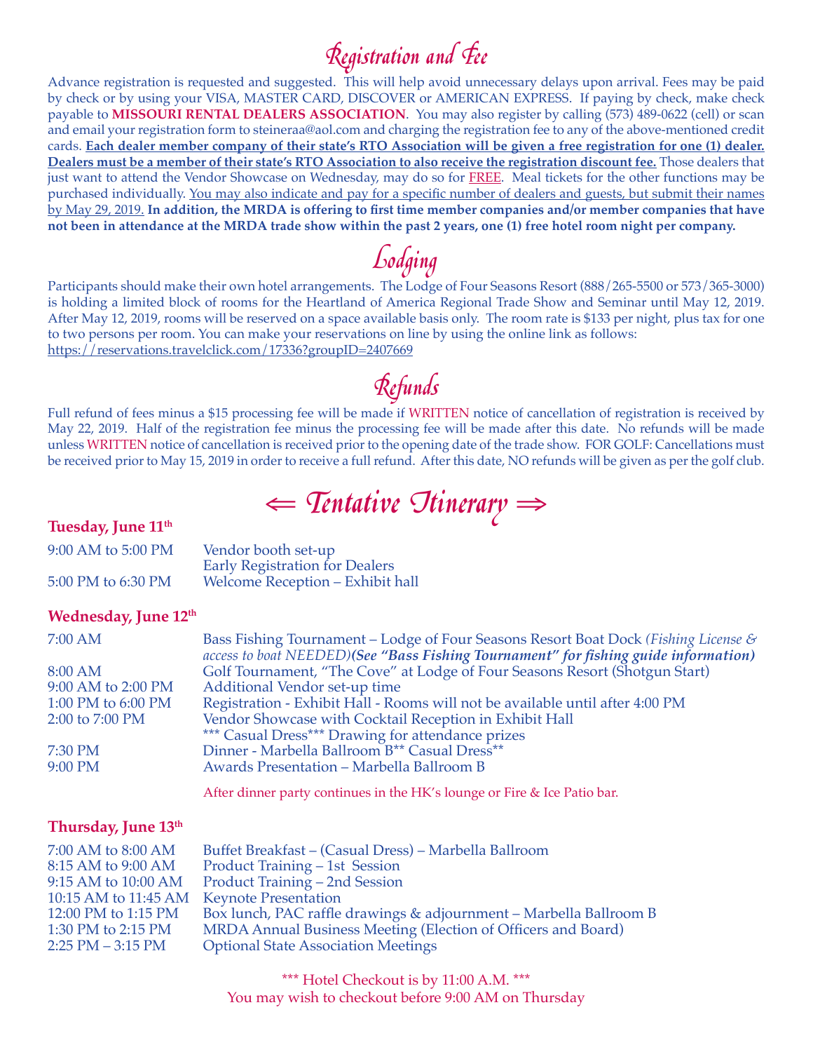## Registration and Fee

Advance registration is requested and suggested. This will help avoid unnecessary delays upon arrival. Fees may be paid by check or by using your VISA, MASTER CARD, DISCOVER or AMERICAN EXPRESS. If paying by check, make check payable to **MISSOURI RENTAL DEALERS ASSOCIATION**. You may also register by calling (573) 489-0622 (cell) or scan and email your registration form to steineraa@aol.com and charging the registration fee to any of the above-mentioned credit cards. **Each dealer member company of their state's RTO Association will be given a free registration for one (1) dealer. Dealers must be a member of their state's RTO Association to also receive the registration discount fee.** Those dealers that just want to attend the Vendor Showcase on Wednesday, may do so for FREE. Meal tickets for the other functions may be purchased individually. You may also indicate and pay for a specific number of dealers and guests, but submit their names by May 29, 2019. **In addition, the MRDA is offering to first time member companies and/or member companies that have not been in attendance at the MRDA trade show within the past 2 years, one (1) free hotel room night per company.**

## Lodging

Participants should make their own hotel arrangements. The Lodge of Four Seasons Resort (888/265-5500 or 573/365-3000) is holding a limited block of rooms for the Heartland of America Regional Trade Show and Seminar until May 12, 2019. After May 12, 2019, rooms will be reserved on a space available basis only. The room rate is $133 per night, plus tax for one to two persons per room. You can make your reservations on line by using the online link as follows:
https://reservations.travelclick.com/17336?groupID=2407669

## Refunds

Full refund of fees minus a $15 processing fee will be made if WRITTEN notice of cancellation of registration is received by May 22, 2019. Half of the registration fee minus the processing fee will be made after this date. No refunds will be made unless WRITTEN notice of cancellation is received prior to the opening date of the trade show. FOR GOLF: Cancellations must be received prior to May 15, 2019 in order to receive a full refund. After this date, NO refunds will be given as per the golf club.

## ⇐ Tentative Itinerary ⇒

### Tuesday, June 11th

| | |
|---|---|
| 9:00 AM to 5:00 PM | Vendor booth set-up<br>Early Registration for Dealers |
| 5:00 PM to 6:30 PM | Welcome Reception – Exhibit hall |

### Wednesday, June 12th

| | |
|---|---|
| 7:00 AM | Bass Fishing Tournament – Lodge of Four Seasons Resort Boat Dock *(Fishing License & access to boat NEEDED)**(See "Bass Fishing Tournament" for fishing guide information)*** |
| 8:00 AM | Golf Tournament, "The Cove" at Lodge of Four Seasons Resort (Shotgun Start) |
| 9:00 AM to 2:00 PM | Additional Vendor set-up time |
| 1:00 PM to 6:00 PM | Registration - Exhibit Hall - Rooms will not be available until after 4:00 PM |
| 2:00 to 7:00 PM | Vendor Showcase with Cocktail Reception in Exhibit Hall<br>*** Casual Dress*** Drawing for attendance prizes |
| 7:30 PM | Dinner - Marbella Ballroom B** Casual Dress** |
| 9:00 PM | Awards Presentation – Marbella Ballroom B |

After dinner party continues in the HK's lounge or Fire & Ice Patio bar.

### Thursday, June 13th

| | |
|---|---|
| 7:00 AM to 8:00 AM | Buffet Breakfast – (Casual Dress) – Marbella Ballroom |
| 8:15 AM to 9:00 AM | Product Training – 1st Session |
| 9:15 AM to 10:00 AM | Product Training – 2nd Session |
| 10:15 AM to 11:45 AM | Keynote Presentation |
| 12:00 PM to 1:15 PM | Box lunch, PAC raffle drawings & adjournment – Marbella Ballroom B |
| 1:30 PM to 2:15 PM | MRDA Annual Business Meeting (Election of Officers and Board) |
| 2:25 PM – 3:15 PM | Optional State Association Meetings |

*** Hotel Checkout is by 11:00 A.M. ***
You may wish to checkout before 9:00 AM on Thursday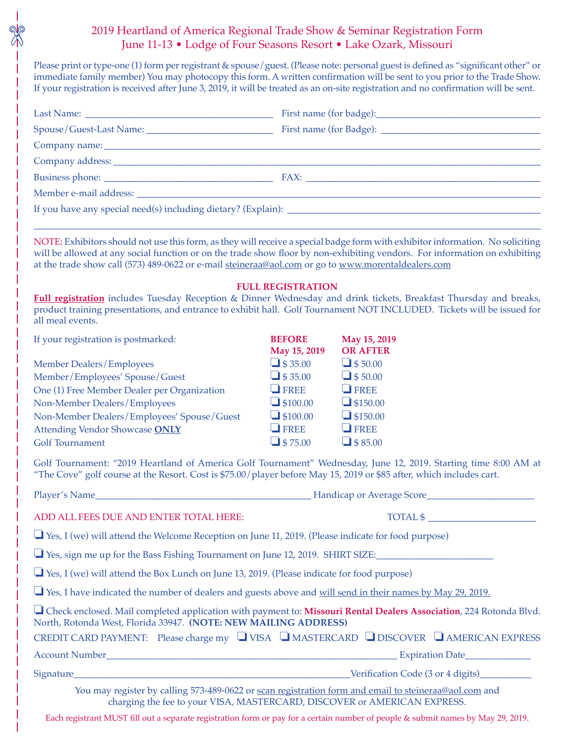# 2019 Heartland of America Regional Trade Show & Seminar Registration Form

## June 11-13 • Lodge of Four Seasons Resort • Lake Ozark, Missouri

Please print or type-one (1) form per registrant & spouse/guest. (Please note: personal guest is defined as "significant other" or immediate family member) You may photocopy this form. A written confirmation will be sent to you prior to the Trade Show. If your registration is received after June 3, 2019, it will be treated as an on-site registration and no confirmation will be sent.

Last Name: ______________________________ First name (for badge): ______________________________

Spouse/Guest-Last Name: ______________________ First name (for Badge): ______________________________

Company name: ____________________________________________________________________________

Company address: __________________________________________________________________________

Business phone: ____________________________ FAX: __________________________________________

Member e-mail address: ____________________________________________________________________

If you have any special need(s) including dietary? (Explain): ___________________________________________

_________________________________________________________________________________________

NOTE: Exhibitors should not use this form, as they will receive a special badge form with exhibitor information. No soliciting will be allowed at any social function or on the trade show floor by non-exhibiting vendors. For information on exhibiting at the trade show call (573) 489-0622 or e-mail steineraa@aol.com or go to www.morentaldealers.com

### FULL REGISTRATION

**Full registration** includes Tuesday Reception & Dinner Wednesday and drink tickets, Breakfast Thursday and breaks, product training presentations, and entrance to exhibit hall. Golf Tournament NOT INCLUDED. Tickets will be issued for all meal events.

| If your registration is postmarked: | BEFORE May 15, 2019 | May 15, 2019 OR AFTER |
|---|---|---|
| Member Dealers/Employees | ❑ $ 35.00 | ❑ $ 50.00 |
| Member/Employees' Spouse/Guest | ❑ $ 35.00 | ❑ $ 50.00 |
| One (1) Free Member Dealer per Organization | ❑ FREE | ❑ FREE |
| Non-Member Dealers/Employees | ❑ $100.00 | ❑ $150.00 |
| Non-Member Dealers/Employees' Spouse/Guest | ❑ $100.00 | ❑ $150.00 |
| Attending Vendor Showcase **ONLY** | ❑ FREE | ❑ FREE |
| Golf Tournament | ❑ $ 75.00 | ❑ $ 85.00 |

Golf Tournament: "2019 Heartland of America Golf Tournament" Wednesday, June 12, 2019. Starting time 8:00 AM at "The Cove" golf course at the Resort. Cost is $75.00/player before May 15, 2019 or $85 after, which includes cart.

Player's Name__________________________________ Handicap or Average Score____________________

ADD ALL FEES DUE AND ENTER TOTAL HERE: TOTAL $ ____________________

❑ Yes, I (we) will attend the Welcome Reception on June 11, 2019. (Please indicate for food purpose)

❑ Yes, sign me up for the Bass Fishing Tournament on June 12, 2019. SHIRT SIZE:____________________

❑ Yes, I (we) will attend the Box Lunch on June 13, 2019. (Please indicate for food purpose)

❑ Yes, I have indicated the number of dealers and guests above and will send in their names by May 29, 2019.

❑ Check enclosed. Mail completed application with payment to: **Missouri Rental Dealers Association**, 224 Rotonda Blvd. North, Rotonda West, Florida 33947. **(NOTE: NEW MAILING ADDRESS)**

CREDIT CARD PAYMENT: Please charge my ❑ VISA ❑ MASTERCARD ❑ DISCOVER ❑ AMERICAN EXPRESS

Account Number__________________________________________________ Expiration Date____________

Signature______________________________________________Verification Code (3 or 4 digits)__________

You may register by calling 573-489-0622 or scan registration form and email to steineraa@aol.com and charging the fee to your VISA, MASTERCARD, DISCOVER or AMERICAN EXPRESS.

Each registrant MUST fill out a separate registration form or pay for a certain number of people & submit names by May 29, 2019.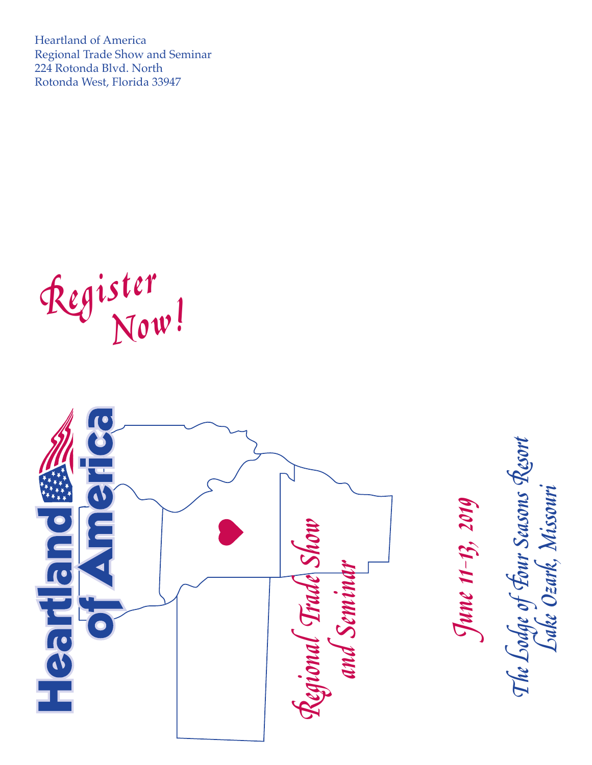Heartland of America
Regional Trade Show and Seminar
224 Rotonda Blvd. North
Rotonda West, Florida 33947

*Register Now!*

**Heartland of America**

*Regional Trade Show and Seminar*

*June 11–13, 2019*

*The Lodge of Four Seasons Resort*
*Lake Ozark, Missouri*